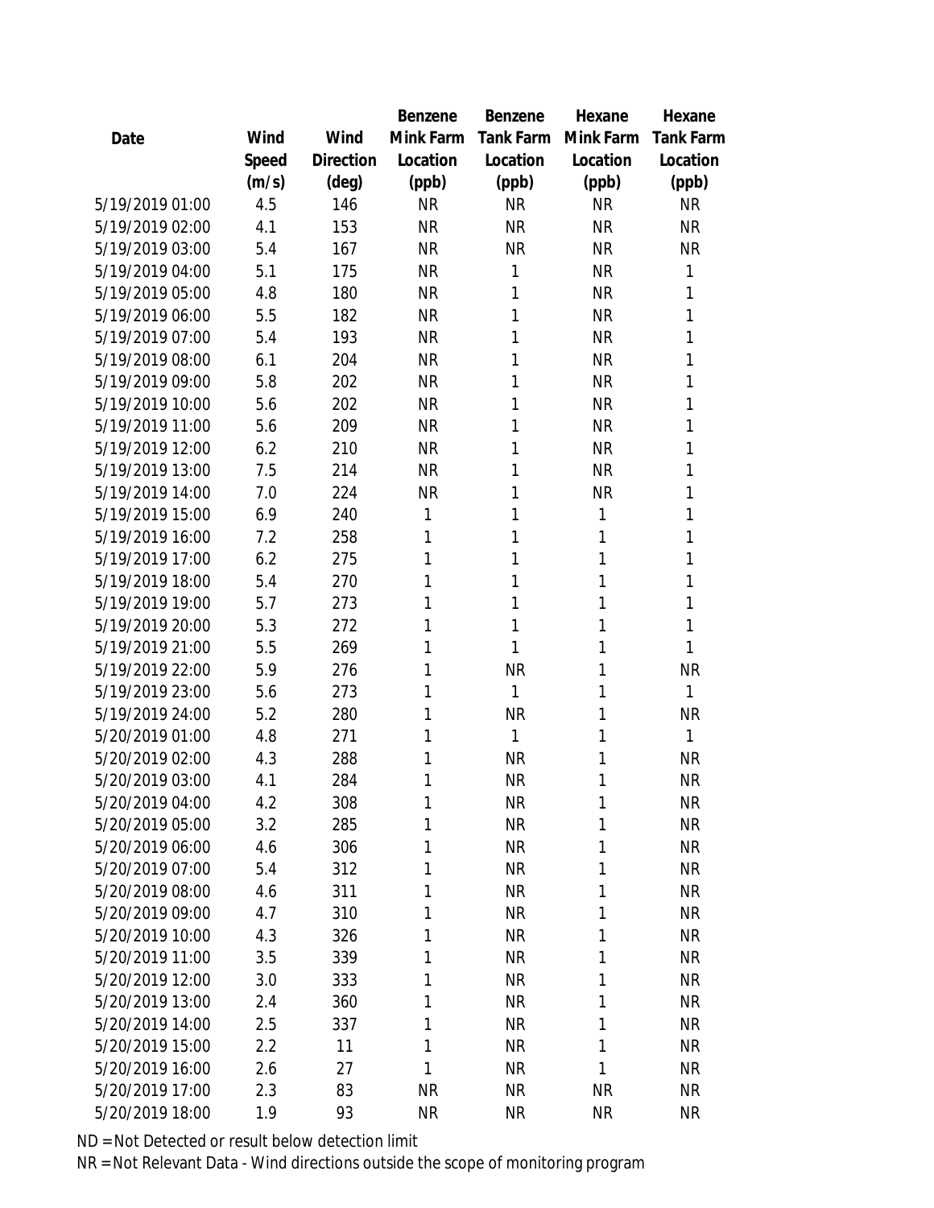| Date | Wind Speed (m/s) | Wind Direction (deg) | Benzene Mink Farm Location (ppb) | Benzene Tank Farm Location (ppb) | Hexane Mink Farm Location (ppb) | Hexane Tank Farm Location (ppb) |
|---|---|---|---|---|---|---|
| 5/19/2019 01:00 | 4.5 | 146 | NR | NR | NR | NR |
| 5/19/2019 02:00 | 4.1 | 153 | NR | NR | NR | NR |
| 5/19/2019 03:00 | 5.4 | 167 | NR | NR | NR | NR |
| 5/19/2019 04:00 | 5.1 | 175 | NR | 1 | NR | 1 |
| 5/19/2019 05:00 | 4.8 | 180 | NR | 1 | NR | 1 |
| 5/19/2019 06:00 | 5.5 | 182 | NR | 1 | NR | 1 |
| 5/19/2019 07:00 | 5.4 | 193 | NR | 1 | NR | 1 |
| 5/19/2019 08:00 | 6.1 | 204 | NR | 1 | NR | 1 |
| 5/19/2019 09:00 | 5.8 | 202 | NR | 1 | NR | 1 |
| 5/19/2019 10:00 | 5.6 | 202 | NR | 1 | NR | 1 |
| 5/19/2019 11:00 | 5.6 | 209 | NR | 1 | NR | 1 |
| 5/19/2019 12:00 | 6.2 | 210 | NR | 1 | NR | 1 |
| 5/19/2019 13:00 | 7.5 | 214 | NR | 1 | NR | 1 |
| 5/19/2019 14:00 | 7.0 | 224 | NR | 1 | NR | 1 |
| 5/19/2019 15:00 | 6.9 | 240 | 1 | 1 | 1 | 1 |
| 5/19/2019 16:00 | 7.2 | 258 | 1 | 1 | 1 | 1 |
| 5/19/2019 17:00 | 6.2 | 275 | 1 | 1 | 1 | 1 |
| 5/19/2019 18:00 | 5.4 | 270 | 1 | 1 | 1 | 1 |
| 5/19/2019 19:00 | 5.7 | 273 | 1 | 1 | 1 | 1 |
| 5/19/2019 20:00 | 5.3 | 272 | 1 | 1 | 1 | 1 |
| 5/19/2019 21:00 | 5.5 | 269 | 1 | 1 | 1 | 1 |
| 5/19/2019 22:00 | 5.9 | 276 | 1 | NR | 1 | NR |
| 5/19/2019 23:00 | 5.6 | 273 | 1 | 1 | 1 | 1 |
| 5/19/2019 24:00 | 5.2 | 280 | 1 | NR | 1 | NR |
| 5/20/2019 01:00 | 4.8 | 271 | 1 | 1 | 1 | 1 |
| 5/20/2019 02:00 | 4.3 | 288 | 1 | NR | 1 | NR |
| 5/20/2019 03:00 | 4.1 | 284 | 1 | NR | 1 | NR |
| 5/20/2019 04:00 | 4.2 | 308 | 1 | NR | 1 | NR |
| 5/20/2019 05:00 | 3.2 | 285 | 1 | NR | 1 | NR |
| 5/20/2019 06:00 | 4.6 | 306 | 1 | NR | 1 | NR |
| 5/20/2019 07:00 | 5.4 | 312 | 1 | NR | 1 | NR |
| 5/20/2019 08:00 | 4.6 | 311 | 1 | NR | 1 | NR |
| 5/20/2019 09:00 | 4.7 | 310 | 1 | NR | 1 | NR |
| 5/20/2019 10:00 | 4.3 | 326 | 1 | NR | 1 | NR |
| 5/20/2019 11:00 | 3.5 | 339 | 1 | NR | 1 | NR |
| 5/20/2019 12:00 | 3.0 | 333 | 1 | NR | 1 | NR |
| 5/20/2019 13:00 | 2.4 | 360 | 1 | NR | 1 | NR |
| 5/20/2019 14:00 | 2.5 | 337 | 1 | NR | 1 | NR |
| 5/20/2019 15:00 | 2.2 | 11 | 1 | NR | 1 | NR |
| 5/20/2019 16:00 | 2.6 | 27 | 1 | NR | 1 | NR |
| 5/20/2019 17:00 | 2.3 | 83 | NR | NR | NR | NR |
| 5/20/2019 18:00 | 1.9 | 93 | NR | NR | NR | NR |

ND = Not Detected or result below detection limit

NR = Not Relevant Data - Wind directions outside the scope of monitoring program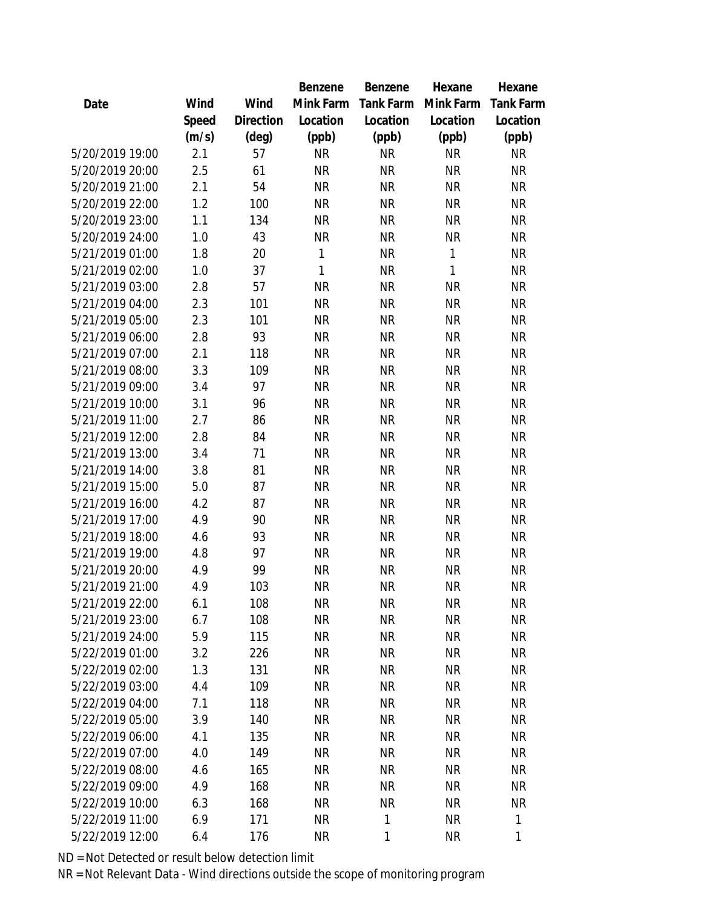| Date | Wind Speed (m/s) | Wind Direction (deg) | Benzene Mink Farm Location (ppb) | Benzene Tank Farm Location (ppb) | Hexane Mink Farm Location (ppb) | Hexane Tank Farm Location (ppb) |
|---|---|---|---|---|---|---|
| 5/20/2019 19:00 | 2.1 | 57 | NR | NR | NR | NR |
| 5/20/2019 20:00 | 2.5 | 61 | NR | NR | NR | NR |
| 5/20/2019 21:00 | 2.1 | 54 | NR | NR | NR | NR |
| 5/20/2019 22:00 | 1.2 | 100 | NR | NR | NR | NR |
| 5/20/2019 23:00 | 1.1 | 134 | NR | NR | NR | NR |
| 5/20/2019 24:00 | 1.0 | 43 | NR | NR | NR | NR |
| 5/21/2019 01:00 | 1.8 | 20 | 1 | NR | 1 | NR |
| 5/21/2019 02:00 | 1.0 | 37 | 1 | NR | 1 | NR |
| 5/21/2019 03:00 | 2.8 | 57 | NR | NR | NR | NR |
| 5/21/2019 04:00 | 2.3 | 101 | NR | NR | NR | NR |
| 5/21/2019 05:00 | 2.3 | 101 | NR | NR | NR | NR |
| 5/21/2019 06:00 | 2.8 | 93 | NR | NR | NR | NR |
| 5/21/2019 07:00 | 2.1 | 118 | NR | NR | NR | NR |
| 5/21/2019 08:00 | 3.3 | 109 | NR | NR | NR | NR |
| 5/21/2019 09:00 | 3.4 | 97 | NR | NR | NR | NR |
| 5/21/2019 10:00 | 3.1 | 96 | NR | NR | NR | NR |
| 5/21/2019 11:00 | 2.7 | 86 | NR | NR | NR | NR |
| 5/21/2019 12:00 | 2.8 | 84 | NR | NR | NR | NR |
| 5/21/2019 13:00 | 3.4 | 71 | NR | NR | NR | NR |
| 5/21/2019 14:00 | 3.8 | 81 | NR | NR | NR | NR |
| 5/21/2019 15:00 | 5.0 | 87 | NR | NR | NR | NR |
| 5/21/2019 16:00 | 4.2 | 87 | NR | NR | NR | NR |
| 5/21/2019 17:00 | 4.9 | 90 | NR | NR | NR | NR |
| 5/21/2019 18:00 | 4.6 | 93 | NR | NR | NR | NR |
| 5/21/2019 19:00 | 4.8 | 97 | NR | NR | NR | NR |
| 5/21/2019 20:00 | 4.9 | 99 | NR | NR | NR | NR |
| 5/21/2019 21:00 | 4.9 | 103 | NR | NR | NR | NR |
| 5/21/2019 22:00 | 6.1 | 108 | NR | NR | NR | NR |
| 5/21/2019 23:00 | 6.7 | 108 | NR | NR | NR | NR |
| 5/21/2019 24:00 | 5.9 | 115 | NR | NR | NR | NR |
| 5/22/2019 01:00 | 3.2 | 226 | NR | NR | NR | NR |
| 5/22/2019 02:00 | 1.3 | 131 | NR | NR | NR | NR |
| 5/22/2019 03:00 | 4.4 | 109 | NR | NR | NR | NR |
| 5/22/2019 04:00 | 7.1 | 118 | NR | NR | NR | NR |
| 5/22/2019 05:00 | 3.9 | 140 | NR | NR | NR | NR |
| 5/22/2019 06:00 | 4.1 | 135 | NR | NR | NR | NR |
| 5/22/2019 07:00 | 4.0 | 149 | NR | NR | NR | NR |
| 5/22/2019 08:00 | 4.6 | 165 | NR | NR | NR | NR |
| 5/22/2019 09:00 | 4.9 | 168 | NR | NR | NR | NR |
| 5/22/2019 10:00 | 6.3 | 168 | NR | NR | NR | NR |
| 5/22/2019 11:00 | 6.9 | 171 | NR | 1 | NR | 1 |
| 5/22/2019 12:00 | 6.4 | 176 | NR | 1 | NR | 1 |

ND = Not Detected or result below detection limit

NR = Not Relevant Data - Wind directions outside the scope of monitoring program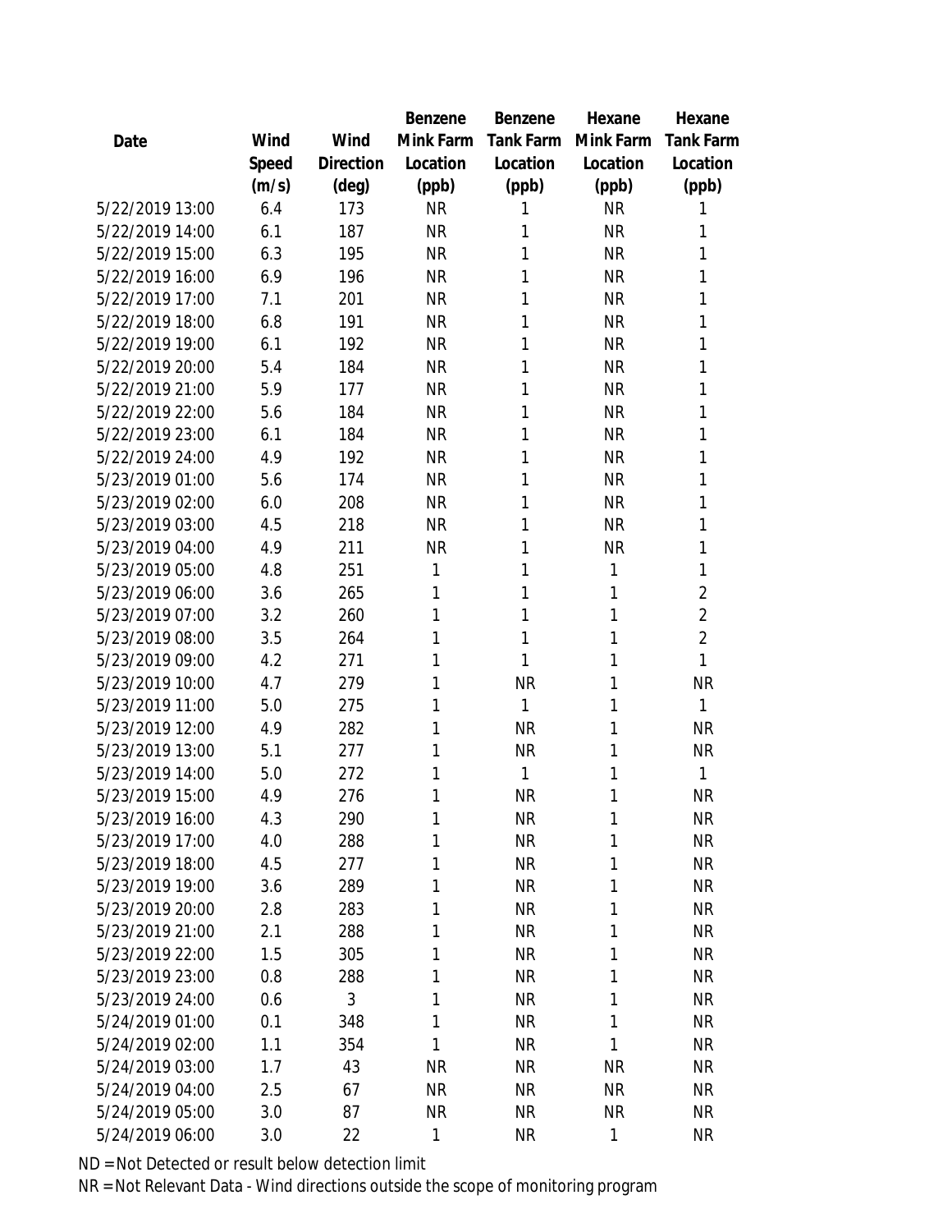| Date | Wind Speed (m/s) | Wind Direction (deg) | Benzene Mink Farm Location (ppb) | Benzene Tank Farm Location (ppb) | Hexane Mink Farm Location (ppb) | Hexane Tank Farm Location (ppb) |
|---|---|---|---|---|---|---|
| 5/22/2019 13:00 | 6.4 | 173 | NR | 1 | NR | 1 |
| 5/22/2019 14:00 | 6.1 | 187 | NR | 1 | NR | 1 |
| 5/22/2019 15:00 | 6.3 | 195 | NR | 1 | NR | 1 |
| 5/22/2019 16:00 | 6.9 | 196 | NR | 1 | NR | 1 |
| 5/22/2019 17:00 | 7.1 | 201 | NR | 1 | NR | 1 |
| 5/22/2019 18:00 | 6.8 | 191 | NR | 1 | NR | 1 |
| 5/22/2019 19:00 | 6.1 | 192 | NR | 1 | NR | 1 |
| 5/22/2019 20:00 | 5.4 | 184 | NR | 1 | NR | 1 |
| 5/22/2019 21:00 | 5.9 | 177 | NR | 1 | NR | 1 |
| 5/22/2019 22:00 | 5.6 | 184 | NR | 1 | NR | 1 |
| 5/22/2019 23:00 | 6.1 | 184 | NR | 1 | NR | 1 |
| 5/22/2019 24:00 | 4.9 | 192 | NR | 1 | NR | 1 |
| 5/23/2019 01:00 | 5.6 | 174 | NR | 1 | NR | 1 |
| 5/23/2019 02:00 | 6.0 | 208 | NR | 1 | NR | 1 |
| 5/23/2019 03:00 | 4.5 | 218 | NR | 1 | NR | 1 |
| 5/23/2019 04:00 | 4.9 | 211 | NR | 1 | NR | 1 |
| 5/23/2019 05:00 | 4.8 | 251 | 1 | 1 | 1 | 1 |
| 5/23/2019 06:00 | 3.6 | 265 | 1 | 1 | 1 | 2 |
| 5/23/2019 07:00 | 3.2 | 260 | 1 | 1 | 1 | 2 |
| 5/23/2019 08:00 | 3.5 | 264 | 1 | 1 | 1 | 2 |
| 5/23/2019 09:00 | 4.2 | 271 | 1 | 1 | 1 | 1 |
| 5/23/2019 10:00 | 4.7 | 279 | 1 | NR | 1 | NR |
| 5/23/2019 11:00 | 5.0 | 275 | 1 | 1 | 1 | 1 |
| 5/23/2019 12:00 | 4.9 | 282 | 1 | NR | 1 | NR |
| 5/23/2019 13:00 | 5.1 | 277 | 1 | NR | 1 | NR |
| 5/23/2019 14:00 | 5.0 | 272 | 1 | 1 | 1 | 1 |
| 5/23/2019 15:00 | 4.9 | 276 | 1 | NR | 1 | NR |
| 5/23/2019 16:00 | 4.3 | 290 | 1 | NR | 1 | NR |
| 5/23/2019 17:00 | 4.0 | 288 | 1 | NR | 1 | NR |
| 5/23/2019 18:00 | 4.5 | 277 | 1 | NR | 1 | NR |
| 5/23/2019 19:00 | 3.6 | 289 | 1 | NR | 1 | NR |
| 5/23/2019 20:00 | 2.8 | 283 | 1 | NR | 1 | NR |
| 5/23/2019 21:00 | 2.1 | 288 | 1 | NR | 1 | NR |
| 5/23/2019 22:00 | 1.5 | 305 | 1 | NR | 1 | NR |
| 5/23/2019 23:00 | 0.8 | 288 | 1 | NR | 1 | NR |
| 5/23/2019 24:00 | 0.6 | 3 | 1 | NR | 1 | NR |
| 5/24/2019 01:00 | 0.1 | 348 | 1 | NR | 1 | NR |
| 5/24/2019 02:00 | 1.1 | 354 | 1 | NR | 1 | NR |
| 5/24/2019 03:00 | 1.7 | 43 | NR | NR | NR | NR |
| 5/24/2019 04:00 | 2.5 | 67 | NR | NR | NR | NR |
| 5/24/2019 05:00 | 3.0 | 87 | NR | NR | NR | NR |
| 5/24/2019 06:00 | 3.0 | 22 | 1 | NR | 1 | NR |

ND = Not Detected or result below detection limit

NR = Not Relevant Data - Wind directions outside the scope of monitoring program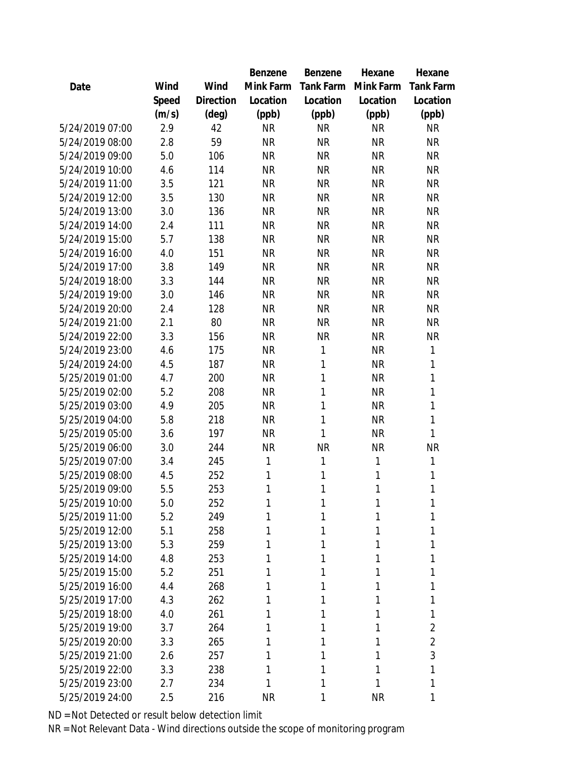| Date | Wind Speed (m/s) | Wind Direction (deg) | Benzene Mink Farm Location (ppb) | Benzene Tank Farm Location (ppb) | Hexane Mink Farm Location (ppb) | Hexane Tank Farm Location (ppb) |
|---|---|---|---|---|---|---|
| 5/24/2019 07:00 | 2.9 | 42 | NR | NR | NR | NR |
| 5/24/2019 08:00 | 2.8 | 59 | NR | NR | NR | NR |
| 5/24/2019 09:00 | 5.0 | 106 | NR | NR | NR | NR |
| 5/24/2019 10:00 | 4.6 | 114 | NR | NR | NR | NR |
| 5/24/2019 11:00 | 3.5 | 121 | NR | NR | NR | NR |
| 5/24/2019 12:00 | 3.5 | 130 | NR | NR | NR | NR |
| 5/24/2019 13:00 | 3.0 | 136 | NR | NR | NR | NR |
| 5/24/2019 14:00 | 2.4 | 111 | NR | NR | NR | NR |
| 5/24/2019 15:00 | 5.7 | 138 | NR | NR | NR | NR |
| 5/24/2019 16:00 | 4.0 | 151 | NR | NR | NR | NR |
| 5/24/2019 17:00 | 3.8 | 149 | NR | NR | NR | NR |
| 5/24/2019 18:00 | 3.3 | 144 | NR | NR | NR | NR |
| 5/24/2019 19:00 | 3.0 | 146 | NR | NR | NR | NR |
| 5/24/2019 20:00 | 2.4 | 128 | NR | NR | NR | NR |
| 5/24/2019 21:00 | 2.1 | 80 | NR | NR | NR | NR |
| 5/24/2019 22:00 | 3.3 | 156 | NR | NR | NR | NR |
| 5/24/2019 23:00 | 4.6 | 175 | NR | 1 | NR | 1 |
| 5/24/2019 24:00 | 4.5 | 187 | NR | 1 | NR | 1 |
| 5/25/2019 01:00 | 4.7 | 200 | NR | 1 | NR | 1 |
| 5/25/2019 02:00 | 5.2 | 208 | NR | 1 | NR | 1 |
| 5/25/2019 03:00 | 4.9 | 205 | NR | 1 | NR | 1 |
| 5/25/2019 04:00 | 5.8 | 218 | NR | 1 | NR | 1 |
| 5/25/2019 05:00 | 3.6 | 197 | NR | 1 | NR | 1 |
| 5/25/2019 06:00 | 3.0 | 244 | NR | NR | NR | NR |
| 5/25/2019 07:00 | 3.4 | 245 | 1 | 1 | 1 | 1 |
| 5/25/2019 08:00 | 4.5 | 252 | 1 | 1 | 1 | 1 |
| 5/25/2019 09:00 | 5.5 | 253 | 1 | 1 | 1 | 1 |
| 5/25/2019 10:00 | 5.0 | 252 | 1 | 1 | 1 | 1 |
| 5/25/2019 11:00 | 5.2 | 249 | 1 | 1 | 1 | 1 |
| 5/25/2019 12:00 | 5.1 | 258 | 1 | 1 | 1 | 1 |
| 5/25/2019 13:00 | 5.3 | 259 | 1 | 1 | 1 | 1 |
| 5/25/2019 14:00 | 4.8 | 253 | 1 | 1 | 1 | 1 |
| 5/25/2019 15:00 | 5.2 | 251 | 1 | 1 | 1 | 1 |
| 5/25/2019 16:00 | 4.4 | 268 | 1 | 1 | 1 | 1 |
| 5/25/2019 17:00 | 4.3 | 262 | 1 | 1 | 1 | 1 |
| 5/25/2019 18:00 | 4.0 | 261 | 1 | 1 | 1 | 1 |
| 5/25/2019 19:00 | 3.7 | 264 | 1 | 1 | 1 | 2 |
| 5/25/2019 20:00 | 3.3 | 265 | 1 | 1 | 1 | 2 |
| 5/25/2019 21:00 | 2.6 | 257 | 1 | 1 | 1 | 3 |
| 5/25/2019 22:00 | 3.3 | 238 | 1 | 1 | 1 | 1 |
| 5/25/2019 23:00 | 2.7 | 234 | 1 | 1 | 1 | 1 |
| 5/25/2019 24:00 | 2.5 | 216 | NR | 1 | NR | 1 |

ND = Not Detected or result below detection limit

NR = Not Relevant Data - Wind directions outside the scope of monitoring program